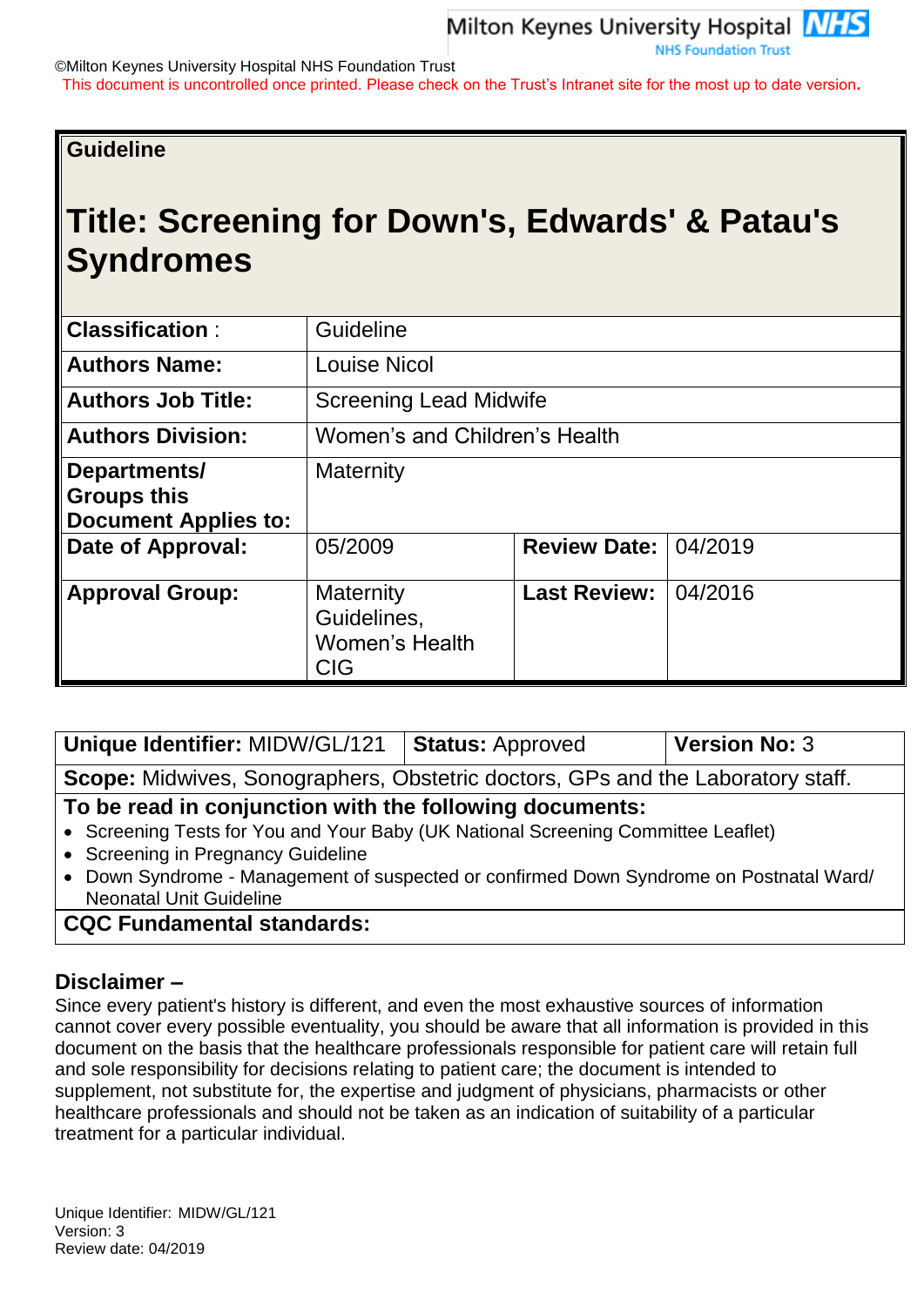©Milton Keynes University Hospital NHS Foundation Trust
This document is uncontrolled once printed. Please check on the Trust's Intranet site for the most up to date version.

**Guideline**

# Title: Screening for Down's, Edwards' & Patau's Syndromes

| | | | |
|---|---|---|---|
| **Classification** : | Guideline | | |
| **Authors Name:** | Louise Nicol | | |
| **Authors Job Title:** | Screening Lead Midwife | | |
| **Authors Division:** | Women's and Children's Health | | |
| **Departments/ Groups this Document Applies to:** | Maternity | | |
| **Date of Approval:** | 05/2009 | **Review Date:** | 04/2019 |
| **Approval Group:** | Maternity Guidelines, Women's Health CIG | **Last Review:** | 04/2016 |

| | | |
|---|---|---|
| **Unique Identifier:** MIDW/GL/121 | **Status:** Approved | **Version No:** 3 |

**Scope:** Midwives, Sonographers, Obstetric doctors, GPs and the Laboratory staff.

**To be read in conjunction with the following documents:**

- Screening Tests for You and Your Baby (UK National Screening Committee Leaflet)
- Screening in Pregnancy Guideline
- Down Syndrome - Management of suspected or confirmed Down Syndrome on Postnatal Ward/ Neonatal Unit Guideline

**CQC Fundamental standards:**

## Disclaimer –

Since every patient's history is different, and even the most exhaustive sources of information cannot cover every possible eventuality, you should be aware that all information is provided in this document on the basis that the healthcare professionals responsible for patient care will retain full and sole responsibility for decisions relating to patient care; the document is intended to supplement, not substitute for, the expertise and judgment of physicians, pharmacists or other healthcare professionals and should not be taken as an indication of suitability of a particular treatment for a particular individual.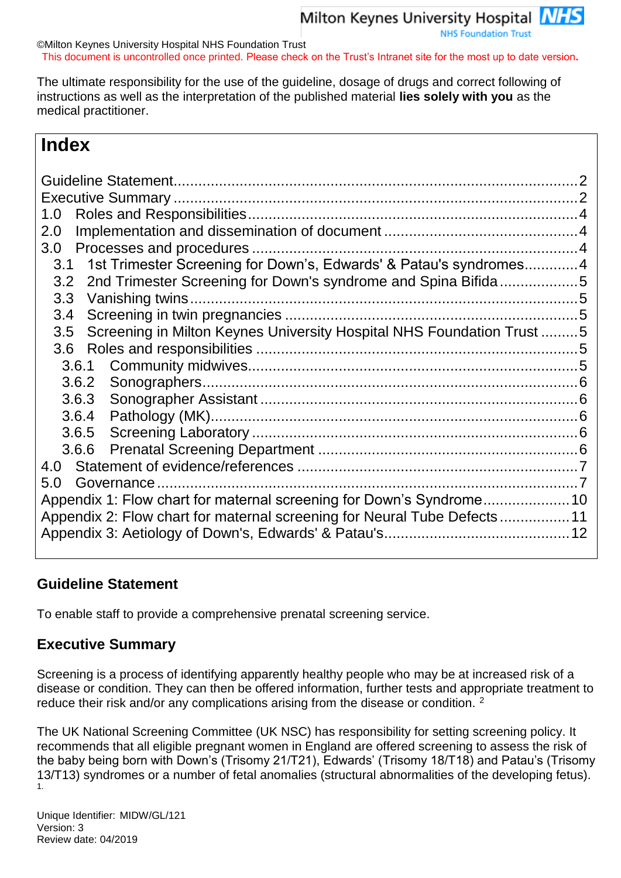©Milton Keynes University Hospital NHS Foundation Trust
This document is uncontrolled once printed. Please check on the Trust's Intranet site for the most up to date version.

The ultimate responsibility for the use of the guideline, dosage of drugs and correct following of instructions as well as the interpretation of the published material **lies solely with you** as the medical practitioner.

# Index

- Guideline Statement.....2
- Executive Summary.....2
- 1.0 Roles and Responsibilities.....4
- 2.0 Implementation and dissemination of document.....4
- 3.0 Processes and procedures.....4
  - 3.1 1st Trimester Screening for Down's, Edwards' & Patau's syndromes.....4
  - 3.2 2nd Trimester Screening for Down's syndrome and Spina Bifida.....5
  - 3.3 Vanishing twins.....5
  - 3.4 Screening in twin pregnancies.....5
  - 3.5 Screening in Milton Keynes University Hospital NHS Foundation Trust.....5
  - 3.6 Roles and responsibilities.....5
    - 3.6.1 Community midwives.....5
    - 3.6.2 Sonographers.....6
    - 3.6.3 Sonographer Assistant.....6
    - 3.6.4 Pathology (MK).....6
    - 3.6.5 Screening Laboratory.....6
    - 3.6.6 Prenatal Screening Department.....6
- 4.0 Statement of evidence/references.....7
- 5.0 Governance.....7
- Appendix 1: Flow chart for maternal screening for Down's Syndrome.....10
- Appendix 2: Flow chart for maternal screening for Neural Tube Defects.....11
- Appendix 3: Aetiology of Down's, Edwards' & Patau's.....12

## Guideline Statement

To enable staff to provide a comprehensive prenatal screening service.

## Executive Summary

Screening is a process of identifying apparently healthy people who may be at increased risk of a disease or condition. They can then be offered information, further tests and appropriate treatment to reduce their risk and/or any complications arising from the disease or condition. [2]

The UK National Screening Committee (UK NSC) has responsibility for setting screening policy. It recommends that all eligible pregnant women in England are offered screening to assess the risk of the baby being born with Down's (Trisomy 21/T21), Edwards' (Trisomy 18/T18) and Patau's (Trisomy 13/T13) syndromes or a number of fetal anomalies (structural abnormalities of the developing fetus). [1.]

Unique Identifier: MIDW/GL/121
Version: 3
Review date: 04/2019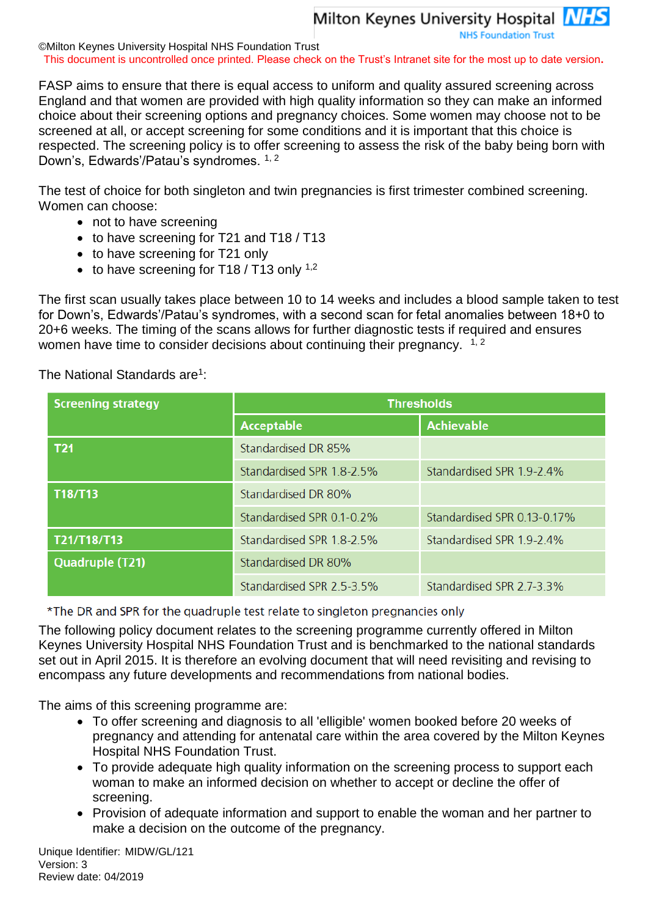FASP aims to ensure that there is equal access to uniform and quality assured screening across England and that women are provided with high quality information so they can make an informed choice about their screening options and pregnancy choices. Some women may choose not to be screened at all, or accept screening for some conditions and it is important that this choice is respected. The screening policy is to offer screening to assess the risk of the baby being born with Down's, Edwards'/Patau's syndromes. [1, 2]

The test of choice for both singleton and twin pregnancies is first trimester combined screening. Women can choose:

- not to have screening
- to have screening for T21 and T18 / T13
- to have screening for T21 only
- to have screening for T18 / T13 only [1,2]

The first scan usually takes place between 10 to 14 weeks and includes a blood sample taken to test for Down's, Edwards'/Patau's syndromes, with a second scan for fetal anomalies between 18+0 to 20+6 weeks. The timing of the scans allows for further diagnostic tests if required and ensures women have time to consider decisions about continuing their pregnancy. [1, 2]

The National Standards are[1]:

| Screening strategy | Thresholds | |
|---|---|---|
| | Acceptable | Achievable |
| T21 | Standardised DR 85% | |
| | Standardised SPR 1.8-2.5% | Standardised SPR 1.9-2.4% |
| T18/T13 | Standardised DR 80% | |
| | Standardised SPR 0.1-0.2% | Standardised SPR 0.13-0.17% |
| T21/T18/T13 | Standardised SPR 1.8-2.5% | Standardised SPR 1.9-2.4% |
| Quadruple (T21) | Standardised DR 80% | |
| | Standardised SPR 2.5-3.5% | Standardised SPR 2.7-3.3% |

*The DR and SPR for the quadruple test relate to singleton pregnancies only

The following policy document relates to the screening programme currently offered in Milton Keynes University Hospital NHS Foundation Trust and is benchmarked to the national standards set out in April 2015. It is therefore an evolving document that will need revisiting and revising to encompass any future developments and recommendations from national bodies.

The aims of this screening programme are:

- To offer screening and diagnosis to all 'elligible' women booked before 20 weeks of pregnancy and attending for antenatal care within the area covered by the Milton Keynes Hospital NHS Foundation Trust.
- To provide adequate high quality information on the screening process to support each woman to make an informed decision on whether to accept or decline the offer of screening.
- Provision of adequate information and support to enable the woman and her partner to make a decision on the outcome of the pregnancy.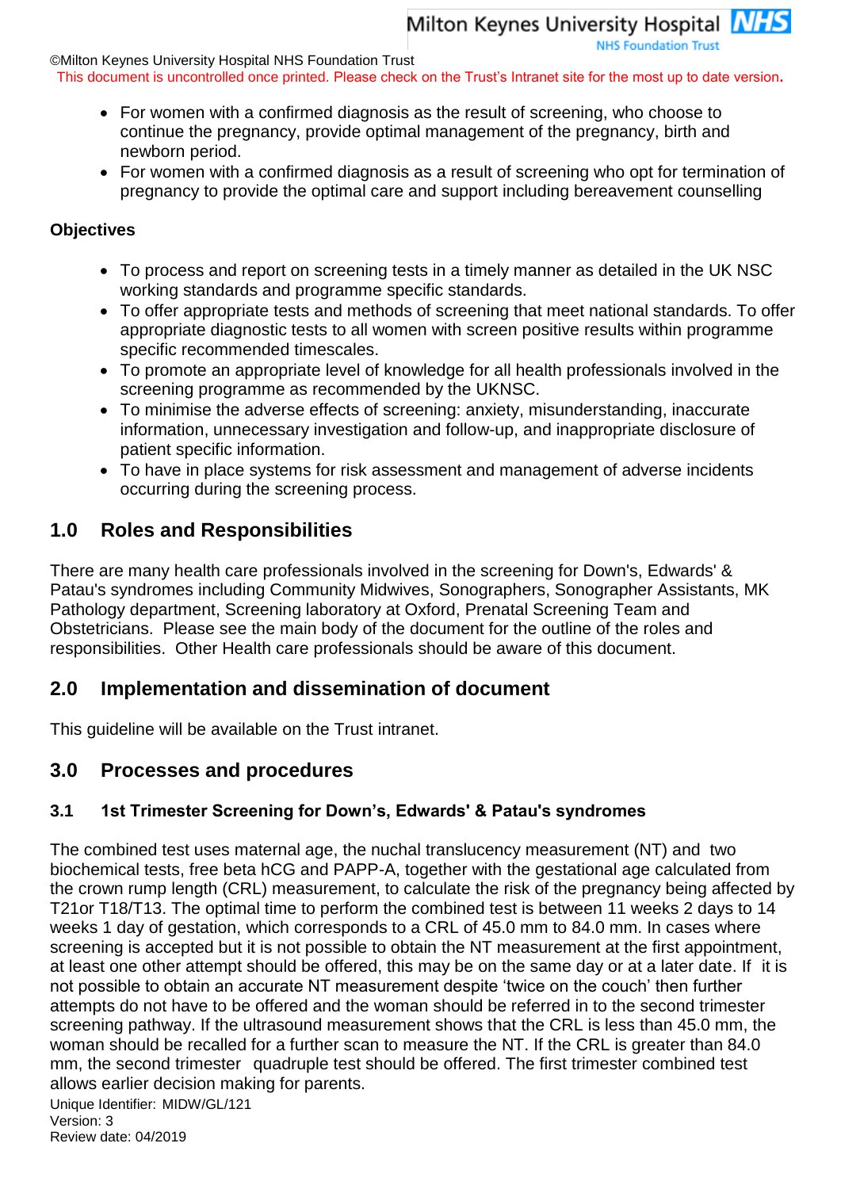- For women with a confirmed diagnosis as the result of screening, who choose to continue the pregnancy, provide optimal management of the pregnancy, birth and newborn period.
- For women with a confirmed diagnosis as a result of screening who opt for termination of pregnancy to provide the optimal care and support including bereavement counselling

**Objectives**

- To process and report on screening tests in a timely manner as detailed in the UK NSC working standards and programme specific standards.
- To offer appropriate tests and methods of screening that meet national standards. To offer appropriate diagnostic tests to all women with screen positive results within programme specific recommended timescales.
- To promote an appropriate level of knowledge for all health professionals involved in the screening programme as recommended by the UKNSC.
- To minimise the adverse effects of screening: anxiety, misunderstanding, inaccurate information, unnecessary investigation and follow-up, and inappropriate disclosure of patient specific information.
- To have in place systems for risk assessment and management of adverse incidents occurring during the screening process.

## 1.0 Roles and Responsibilities

There are many health care professionals involved in the screening for Down's, Edwards' & Patau's syndromes including Community Midwives, Sonographers, Sonographer Assistants, MK Pathology department, Screening laboratory at Oxford, Prenatal Screening Team and Obstetricians. Please see the main body of the document for the outline of the roles and responsibilities. Other Health care professionals should be aware of this document.

## 2.0 Implementation and dissemination of document

This guideline will be available on the Trust intranet.

## 3.0 Processes and procedures

### 3.1 1st Trimester Screening for Down's, Edwards' & Patau's syndromes

The combined test uses maternal age, the nuchal translucency measurement (NT) and two biochemical tests, free beta hCG and PAPP-A, together with the gestational age calculated from the crown rump length (CRL) measurement, to calculate the risk of the pregnancy being affected by T21or T18/T13. The optimal time to perform the combined test is between 11 weeks 2 days to 14 weeks 1 day of gestation, which corresponds to a CRL of 45.0 mm to 84.0 mm. In cases where screening is accepted but it is not possible to obtain the NT measurement at the first appointment, at least one other attempt should be offered, this may be on the same day or at a later date. If it is not possible to obtain an accurate NT measurement despite 'twice on the couch' then further attempts do not have to be offered and the woman should be referred in to the second trimester screening pathway. If the ultrasound measurement shows that the CRL is less than 45.0 mm, the woman should be recalled for a further scan to measure the NT. If the CRL is greater than 84.0 mm, the second trimester quadruple test should be offered. The first trimester combined test allows earlier decision making for parents.

Unique Identifier: MIDW/GL/121
Version: 3
Review date: 04/2019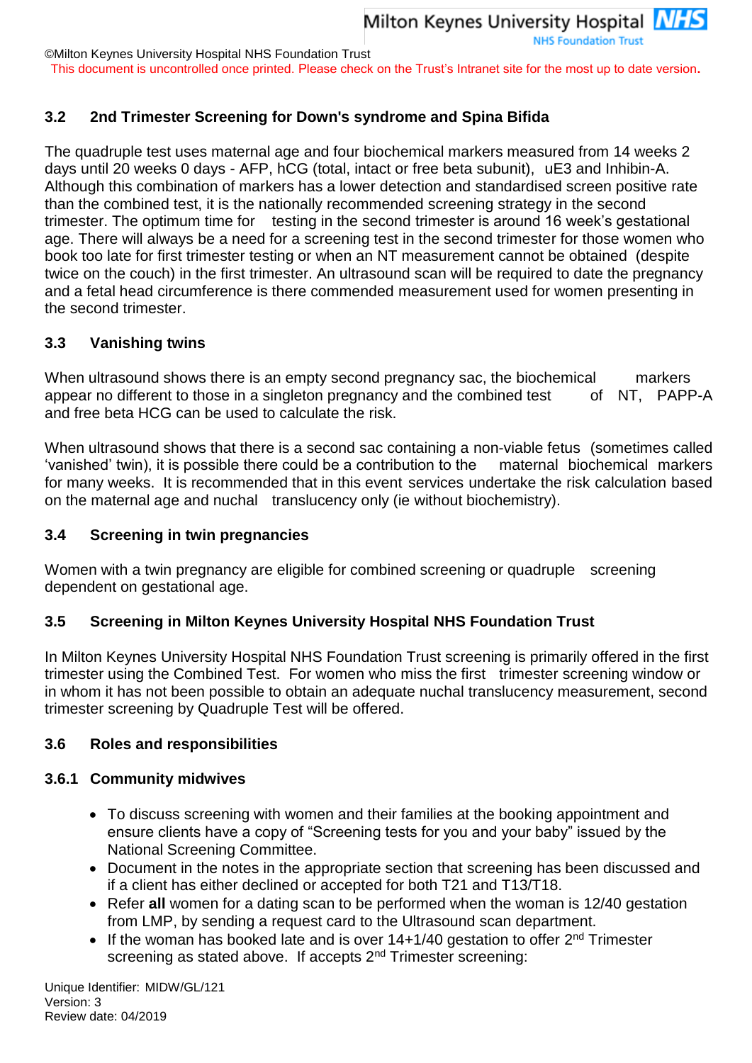### 3.2 2nd Trimester Screening for Down's syndrome and Spina Bifida

The quadruple test uses maternal age and four biochemical markers measured from 14 weeks 2 days until 20 weeks 0 days - AFP, hCG (total, intact or free beta subunit), uE3 and Inhibin-A. Although this combination of markers has a lower detection and standardised screen positive rate than the combined test, it is the nationally recommended screening strategy in the second trimester. The optimum time for testing in the second trimester is around 16 week's gestational age. There will always be a need for a screening test in the second trimester for those women who book too late for first trimester testing or when an NT measurement cannot be obtained (despite twice on the couch) in the first trimester. An ultrasound scan will be required to date the pregnancy and a fetal head circumference is there commended measurement used for women presenting in the second trimester.

### 3.3 Vanishing twins

When ultrasound shows there is an empty second pregnancy sac, the biochemical markers appear no different to those in a singleton pregnancy and the combined test of NT, PAPP-A and free beta HCG can be used to calculate the risk.

When ultrasound shows that there is a second sac containing a non-viable fetus (sometimes called 'vanished' twin), it is possible there could be a contribution to the maternal biochemical markers for many weeks. It is recommended that in this event services undertake the risk calculation based on the maternal age and nuchal translucency only (ie without biochemistry).

### 3.4 Screening in twin pregnancies

Women with a twin pregnancy are eligible for combined screening or quadruple screening dependent on gestational age.

### 3.5 Screening in Milton Keynes University Hospital NHS Foundation Trust

In Milton Keynes University Hospital NHS Foundation Trust screening is primarily offered in the first trimester using the Combined Test. For women who miss the first trimester screening window or in whom it has not been possible to obtain an adequate nuchal translucency measurement, second trimester screening by Quadruple Test will be offered.

### 3.6 Roles and responsibilities

#### 3.6.1 Community midwives

- To discuss screening with women and their families at the booking appointment and ensure clients have a copy of "Screening tests for you and your baby" issued by the National Screening Committee.
- Document in the notes in the appropriate section that screening has been discussed and if a client has either declined or accepted for both T21 and T13/T18.
- Refer **all** women for a dating scan to be performed when the woman is 12/40 gestation from LMP, by sending a request card to the Ultrasound scan department.
- If the woman has booked late and is over 14+1/40 gestation to offer 2nd Trimester screening as stated above. If accepts 2nd Trimester screening: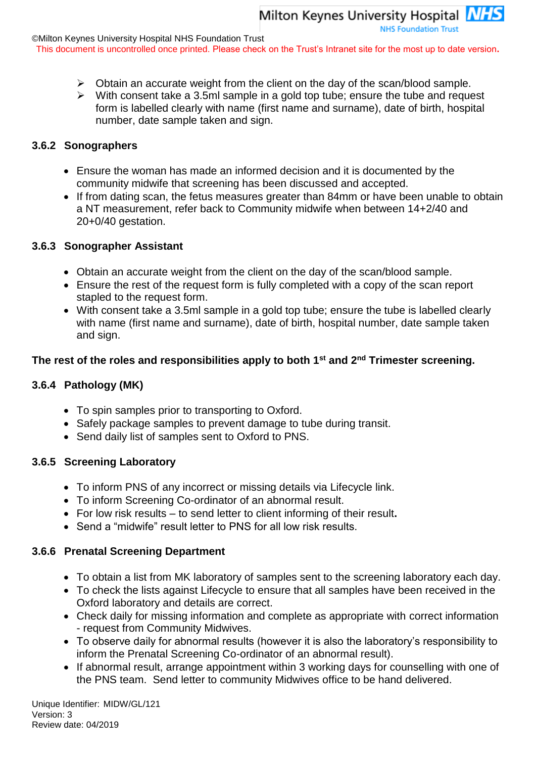- Obtain an accurate weight from the client on the day of the scan/blood sample.
- With consent take a 3.5ml sample in a gold top tube; ensure the tube and request form is labelled clearly with name (first name and surname), date of birth, hospital number, date sample taken and sign.

### 3.6.2 Sonographers

- Ensure the woman has made an informed decision and it is documented by the community midwife that screening has been discussed and accepted.
- If from dating scan, the fetus measures greater than 84mm or have been unable to obtain a NT measurement, refer back to Community midwife when between 14+2/40 and 20+0/40 gestation.

### 3.6.3 Sonographer Assistant

- Obtain an accurate weight from the client on the day of the scan/blood sample.
- Ensure the rest of the request form is fully completed with a copy of the scan report stapled to the request form.
- With consent take a 3.5ml sample in a gold top tube; ensure the tube is labelled clearly with name (first name and surname), date of birth, hospital number, date sample taken and sign.

**The rest of the roles and responsibilities apply to both 1st and 2nd Trimester screening.**

### 3.6.4 Pathology (MK)

- To spin samples prior to transporting to Oxford.
- Safely package samples to prevent damage to tube during transit.
- Send daily list of samples sent to Oxford to PNS.

### 3.6.5 Screening Laboratory

- To inform PNS of any incorrect or missing details via Lifecycle link.
- To inform Screening Co-ordinator of an abnormal result.
- For low risk results – to send letter to client informing of their result**.**
- Send a "midwife" result letter to PNS for all low risk results.

### 3.6.6 Prenatal Screening Department

- To obtain a list from MK laboratory of samples sent to the screening laboratory each day.
- To check the lists against Lifecycle to ensure that all samples have been received in the Oxford laboratory and details are correct.
- Check daily for missing information and complete as appropriate with correct information - request from Community Midwives.
- To observe daily for abnormal results (however it is also the laboratory's responsibility to inform the Prenatal Screening Co-ordinator of an abnormal result).
- If abnormal result, arrange appointment within 3 working days for counselling with one of the PNS team. Send letter to community Midwives office to be hand delivered.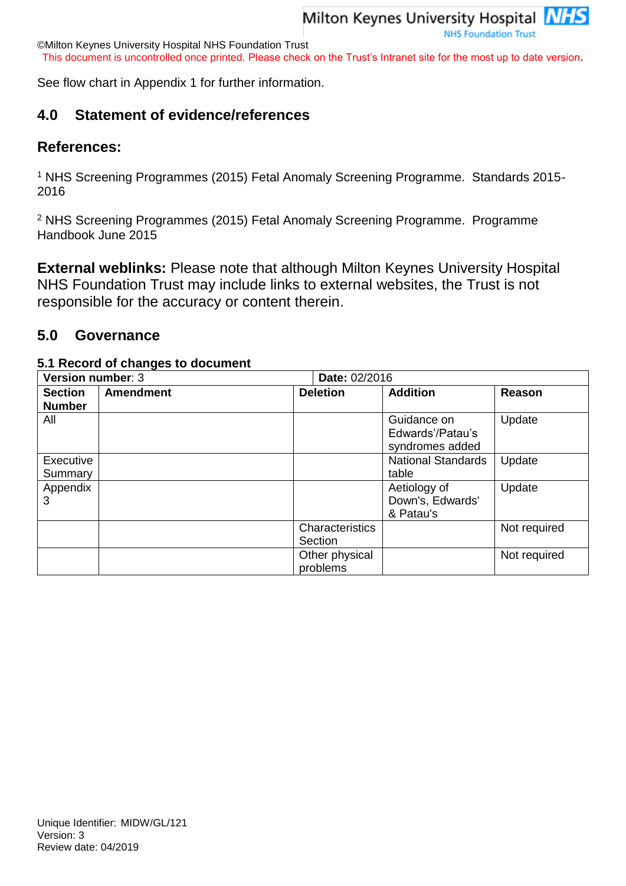See flow chart in Appendix 1 for further information.

## 4.0 Statement of evidence/references

### References:

[1] NHS Screening Programmes (2015) Fetal Anomaly Screening Programme. Standards 2015-2016

[2] NHS Screening Programmes (2015) Fetal Anomaly Screening Programme. Programme Handbook June 2015

**External weblinks:** Please note that although Milton Keynes University Hospital NHS Foundation Trust may include links to external websites, the Trust is not responsible for the accuracy or content therein.

## 5.0 Governance

### 5.1 Record of changes to document

| **Version number**: 3 | | **Date:** 02/2016 | | |
|---|---|---|---|---|
| **Section Number** | **Amendment** | **Deletion** | **Addition** | **Reason** |
| All | | | Guidance on Edwards'/Patau's syndromes added | Update |
| Executive Summary | | | National Standards table | Update |
| Appendix 3 | | | Aetiology of Down's, Edwards' & Patau's | Update |
| | | Characteristics Section | | Not required |
| | | Other physical problems | | Not required |

Unique Identifier: MIDW/GL/121
Version: 3
Review date: 04/2019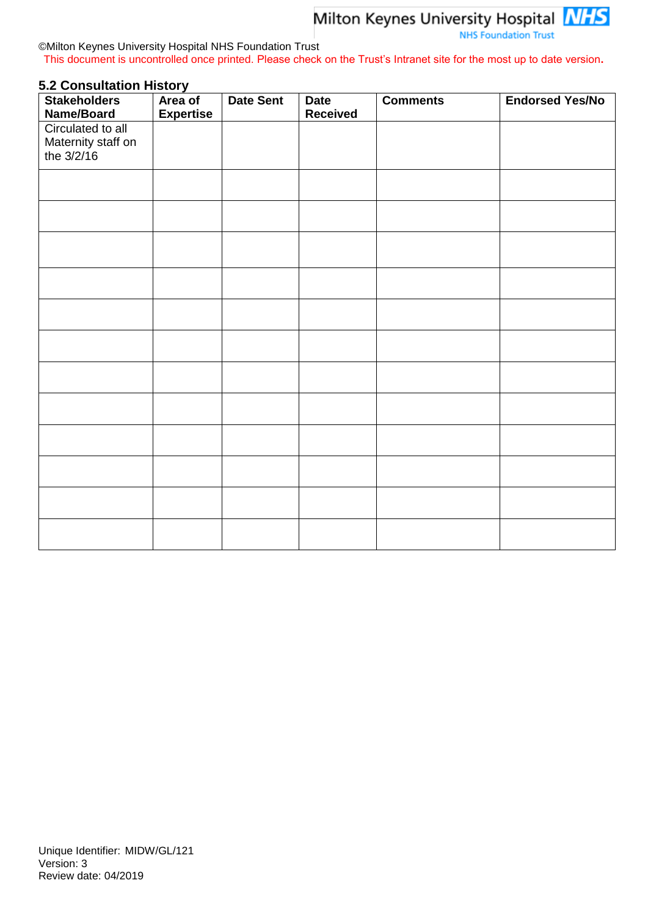### 5.2 Consultation History

| Stakeholders Name/Board | Area of Expertise | Date Sent | Date Received | Comments | Endorsed Yes/No |
|---|---|---|---|---|---|
| Circulated to all Maternity staff on the 3/2/16 | | | | | |
| | | | | | |
| | | | | | |
| | | | | | |
| | | | | | |
| | | | | | |
| | | | | | |
| | | | | | |
| | | | | | |
| | | | | | |
| | | | | | |
| | | | | | |
| | | | | | |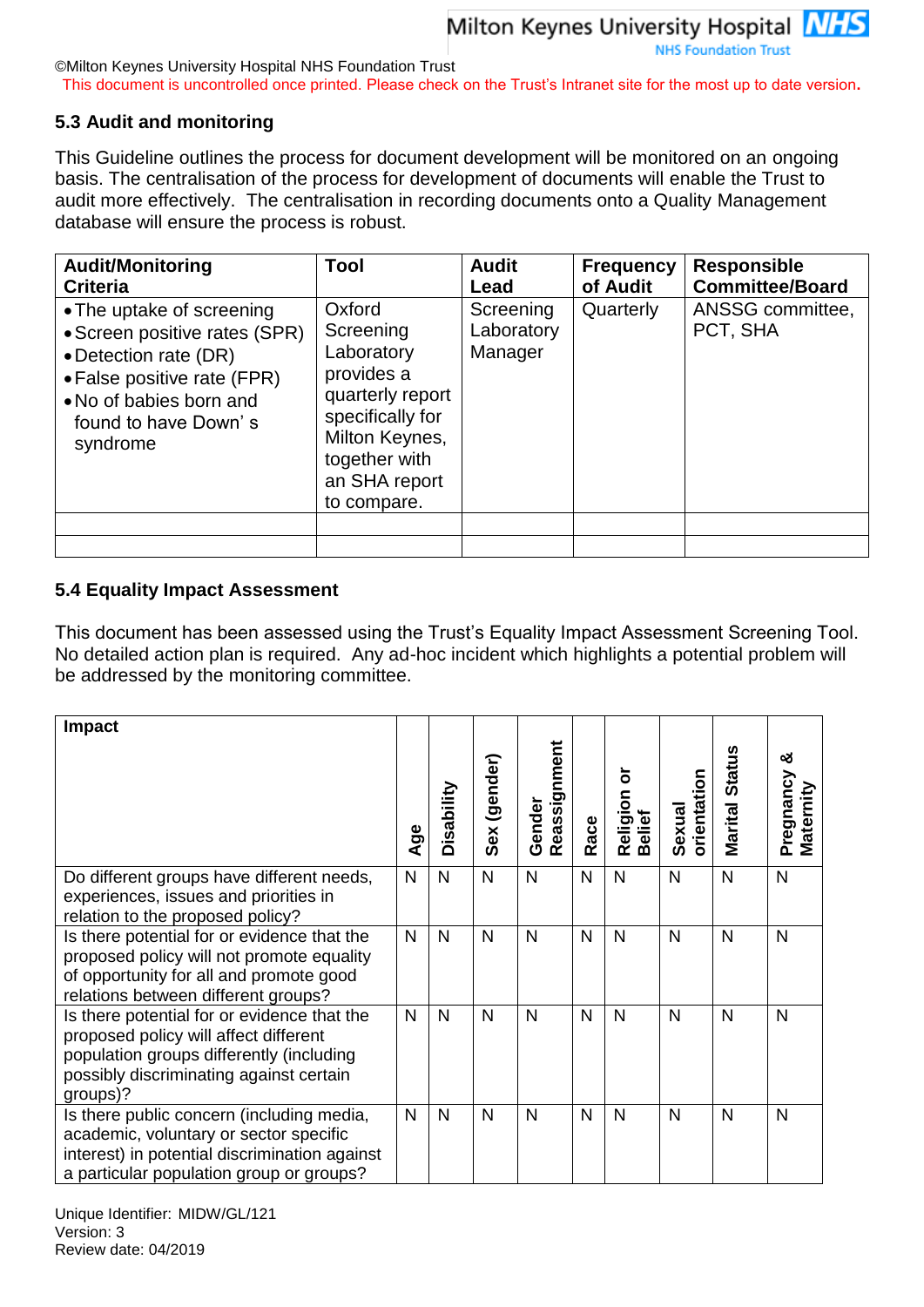©Milton Keynes University Hospital NHS Foundation Trust

This document is uncontrolled once printed. Please check on the Trust's Intranet site for the most up to date version.

### 5.3 Audit and monitoring

This Guideline outlines the process for document development will be monitored on an ongoing basis. The centralisation of the process for development of documents will enable the Trust to audit more effectively. The centralisation in recording documents onto a Quality Management database will ensure the process is robust.

| Audit/Monitoring Criteria | Tool | Audit Lead | Frequency of Audit | Responsible Committee/Board |
|---|---|---|---|---|
| • The uptake of screening<br>• Screen positive rates (SPR)<br>• Detection rate (DR)<br>• False positive rate (FPR)<br>• No of babies born and found to have Down' s syndrome | Oxford Screening Laboratory provides a quarterly report specifically for Milton Keynes, together with an SHA report to compare. | Screening Laboratory Manager | Quarterly | ANSSG committee, PCT, SHA |
| | | | | |
| | | | | |

### 5.4 Equality Impact Assessment

This document has been assessed using the Trust's Equality Impact Assessment Screening Tool. No detailed action plan is required. Any ad-hoc incident which highlights a potential problem will be addressed by the monitoring committee.

| Impact | Age | Disability | Sex (gender) | Gender Reassignment | Race | Religion or Belief | Sexual orientation | Marital Status | Pregnancy & Maternity |
|---|---|---|---|---|---|---|---|---|---|
| Do different groups have different needs, experiences, issues and priorities in relation to the proposed policy? | N | N | N | N | N | N | N | N | N |
| Is there potential for or evidence that the proposed policy will not promote equality of opportunity for all and promote good relations between different groups? | N | N | N | N | N | N | N | N | N |
| Is there potential for or evidence that the proposed policy will affect different population groups differently (including possibly discriminating against certain groups)? | N | N | N | N | N | N | N | N | N |
| Is there public concern (including media, academic, voluntary or sector specific interest) in potential discrimination against a particular population group or groups? | N | N | N | N | N | N | N | N | N |

Unique Identifier: MIDW/GL/121
Version: 3
Review date: 04/2019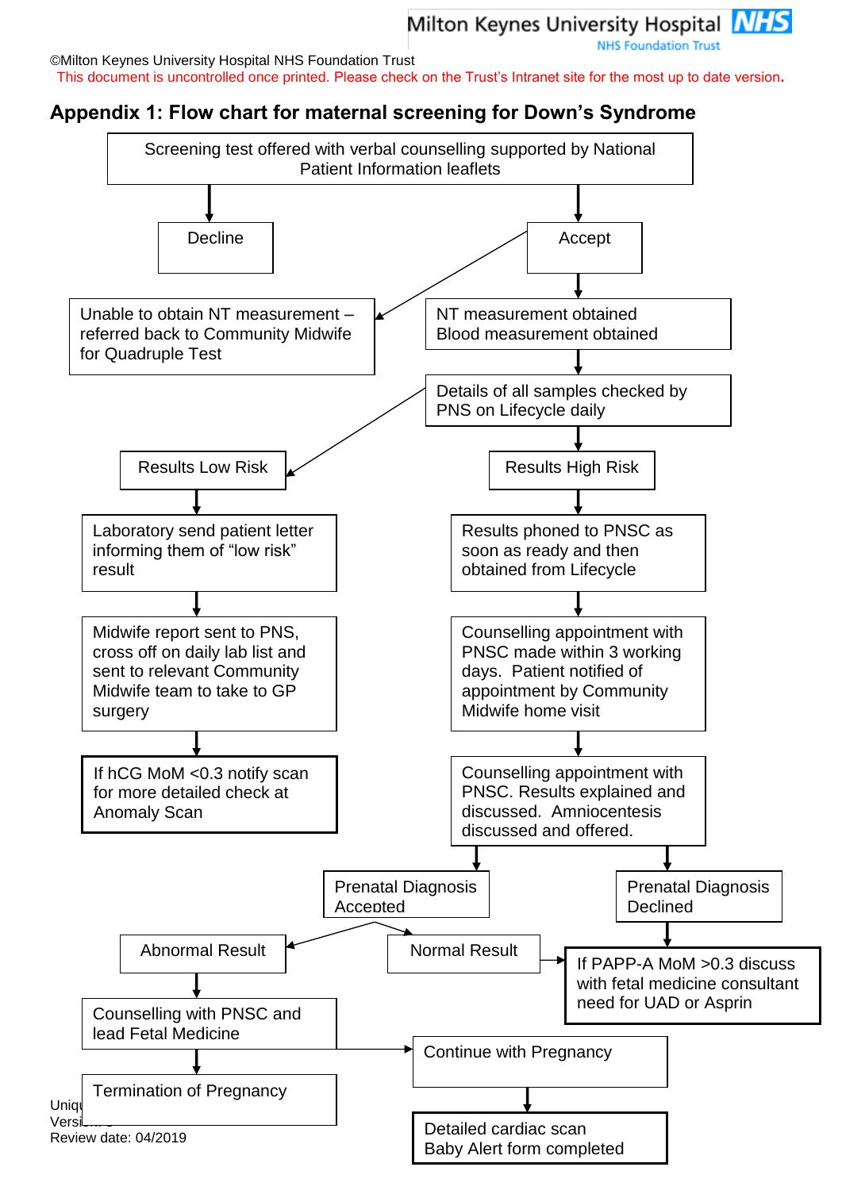©Milton Keynes University Hospital NHS Foundation Trust

This document is uncontrolled once printed. Please check on the Trust's Intranet site for the most up to date version.

## Appendix 1: Flow chart for maternal screening for Down's Syndrome

Screening test offered with verbal counselling supported by National Patient Information leaflets

- **Decline**
- **Accept**
  - Unable to obtain NT measurement – referred back to Community Midwife for Quadruple Test
  - NT measurement obtained
    Blood measurement obtained
    - Details of all samples checked by PNS on Lifecycle daily
      - **Results Low Risk**
        - Laboratory send patient letter informing them of "low risk" result
        - Midwife report sent to PNS, cross off on daily lab list and sent to relevant Community Midwife team to take to GP surgery
        - If hCG MoM <0.3 notify scan for more detailed check at Anomaly Scan
      - **Results High Risk**
        - Results phoned to PNSC as soon as ready and then obtained from Lifecycle
        - Counselling appointment with PNSC made within 3 working days. Patient notified of appointment by Community Midwife home visit
        - Counselling appointment with PNSC. Results explained and discussed. Amniocentesis discussed and offered.
          - **Prenatal Diagnosis Accepted**
            - Abnormal Result
              - Counselling with PNSC and lead Fetal Medicine
                - Termination of Pregnancy
                - Continue with Pregnancy
                  - Detailed cardiac scan
                    Baby Alert form completed
            - Normal Result
              - If PAPP-A MoM >0.3 discuss with fetal medicine consultant need for UAD or Asprin
          - **Prenatal Diagnosis Declined**
            - If PAPP-A MoM >0.3 discuss with fetal medicine consultant need for UAD or Asprin

Review date: 04/2019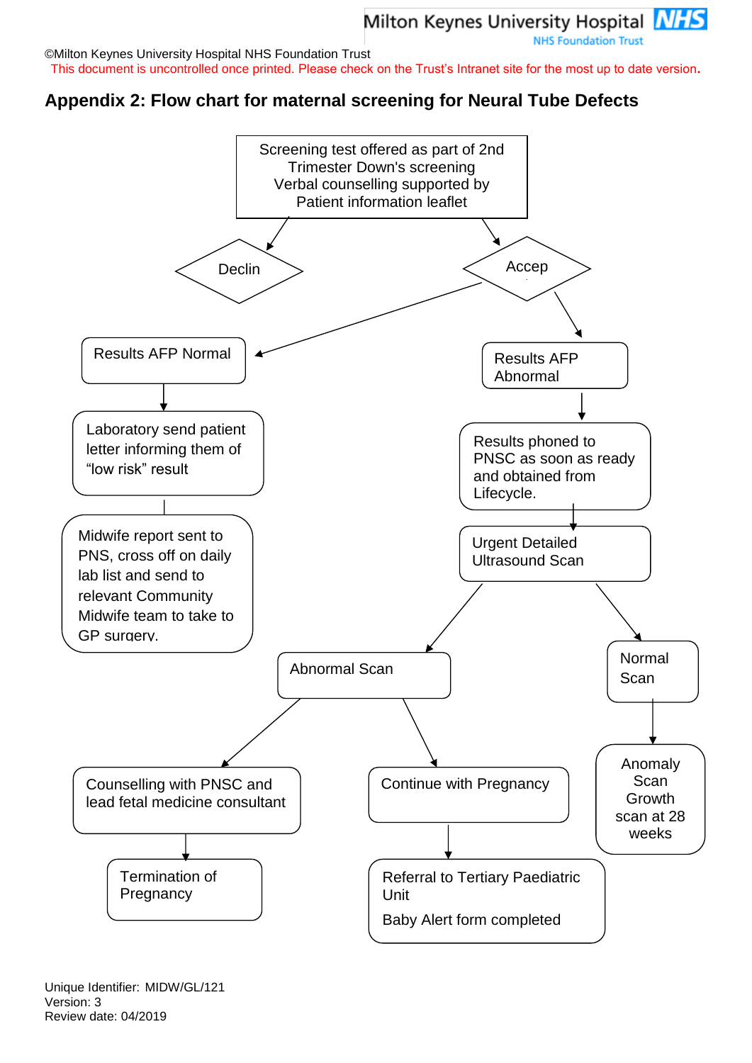©Milton Keynes University Hospital NHS Foundation Trust

This document is uncontrolled once printed. Please check on the Trust's Intranet site for the most up to date version.

## Appendix 2: Flow chart for maternal screening for Neural Tube Defects

Screening test offered as part of 2nd Trimester Down's screening
Verbal counselling supported by Patient information leaflet

- Declin
- Accep
  - Results AFP Normal
    - Laboratory send patient letter informing them of "low risk" result
    - Midwife report sent to PNS, cross off on daily lab list and send to relevant Community Midwife team to take to GP surgery.
  - Results AFP Abnormal
    - Results phoned to PNSC as soon as ready and obtained from Lifecycle.
    - Urgent Detailed Ultrasound Scan
      - Abnormal Scan
        - Counselling with PNSC and lead fetal medicine consultant
          - Termination of Pregnancy
        - Continue with Pregnancy
          - Referral to Tertiary Paediatric Unit
            Baby Alert form completed
      - Normal Scan
        - Anomaly Scan
          Growth scan at 28 weeks

Unique Identifier: MIDW/GL/121
Version: 3
Review date: 04/2019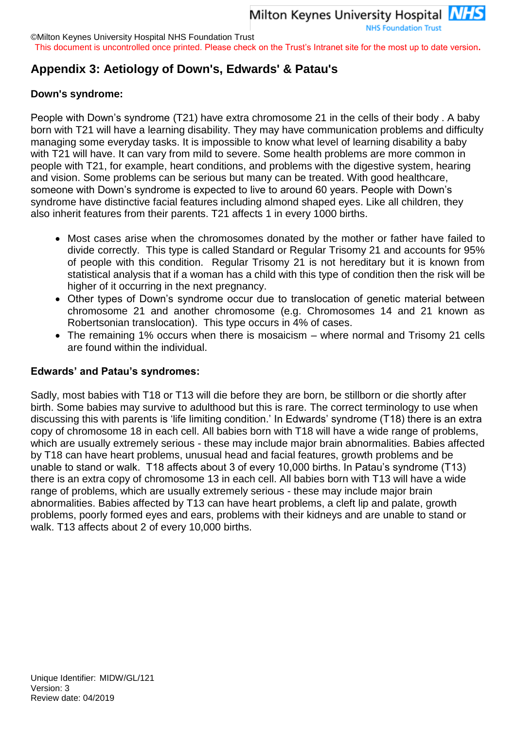# Appendix 3: Aetiology of Down's, Edwards' & Patau's

**Down's syndrome:**

People with Down's syndrome (T21) have extra chromosome 21 in the cells of their body . A baby born with T21 will have a learning disability. They may have communication problems and difficulty managing some everyday tasks. It is impossible to know what level of learning disability a baby with T21 will have. It can vary from mild to severe. Some health problems are more common in people with T21, for example, heart conditions, and problems with the digestive system, hearing and vision. Some problems can be serious but many can be treated. With good healthcare, someone with Down's syndrome is expected to live to around 60 years. People with Down's syndrome have distinctive facial features including almond shaped eyes. Like all children, they also inherit features from their parents. T21 affects 1 in every 1000 births.

- Most cases arise when the chromosomes donated by the mother or father have failed to divide correctly. This type is called Standard or Regular Trisomy 21 and accounts for 95% of people with this condition. Regular Trisomy 21 is not hereditary but it is known from statistical analysis that if a woman has a child with this type of condition then the risk will be higher of it occurring in the next pregnancy.
- Other types of Down's syndrome occur due to translocation of genetic material between chromosome 21 and another chromosome (e.g. Chromosomes 14 and 21 known as Robertsonian translocation). This type occurs in 4% of cases.
- The remaining 1% occurs when there is mosaicism – where normal and Trisomy 21 cells are found within the individual.

**Edwards' and Patau's syndromes:**

Sadly, most babies with T18 or T13 will die before they are born, be stillborn or die shortly after birth. Some babies may survive to adulthood but this is rare. The correct terminology to use when discussing this with parents is 'life limiting condition.' In Edwards' syndrome (T18) there is an extra copy of chromosome 18 in each cell. All babies born with T18 will have a wide range of problems, which are usually extremely serious - these may include major brain abnormalities. Babies affected by T18 can have heart problems, unusual head and facial features, growth problems and be unable to stand or walk. T18 affects about 3 of every 10,000 births. In Patau's syndrome (T13) there is an extra copy of chromosome 13 in each cell. All babies born with T13 will have a wide range of problems, which are usually extremely serious - these may include major brain abnormalities. Babies affected by T13 can have heart problems, a cleft lip and palate, growth problems, poorly formed eyes and ears, problems with their kidneys and are unable to stand or walk. T13 affects about 2 of every 10,000 births.